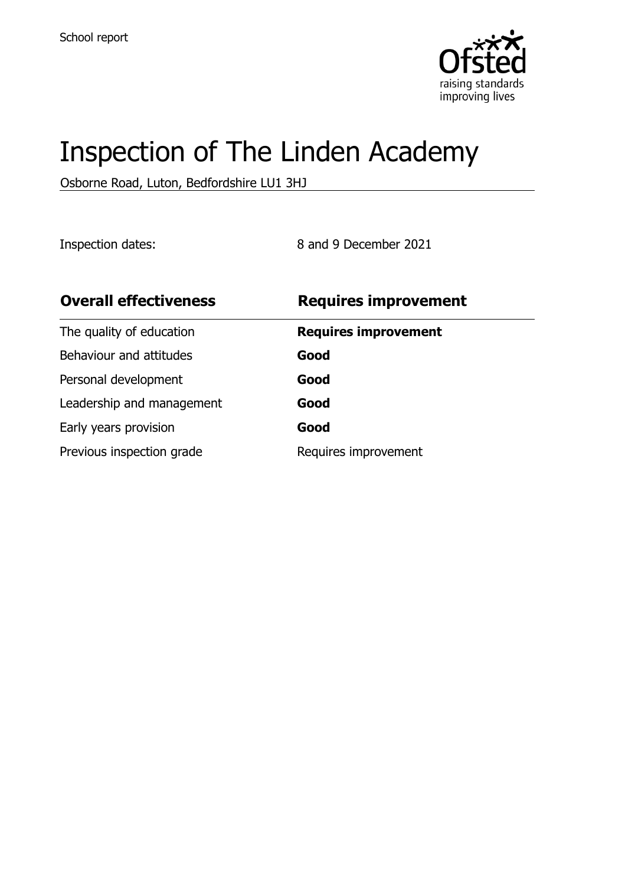School report

# Inspection of The Linden Academy

Osborne Road, Luton, Bedfordshire LU1 3HJ

Inspection dates: 8 and 9 December 2021

| **Overall effectiveness** | **Requires improvement** |
| --- | --- |
| The quality of education | **Requires improvement** |
| Behaviour and attitudes | **Good** |
| Personal development | **Good** |
| Leadership and management | **Good** |
| Early years provision | **Good** |
| Previous inspection grade | Requires improvement |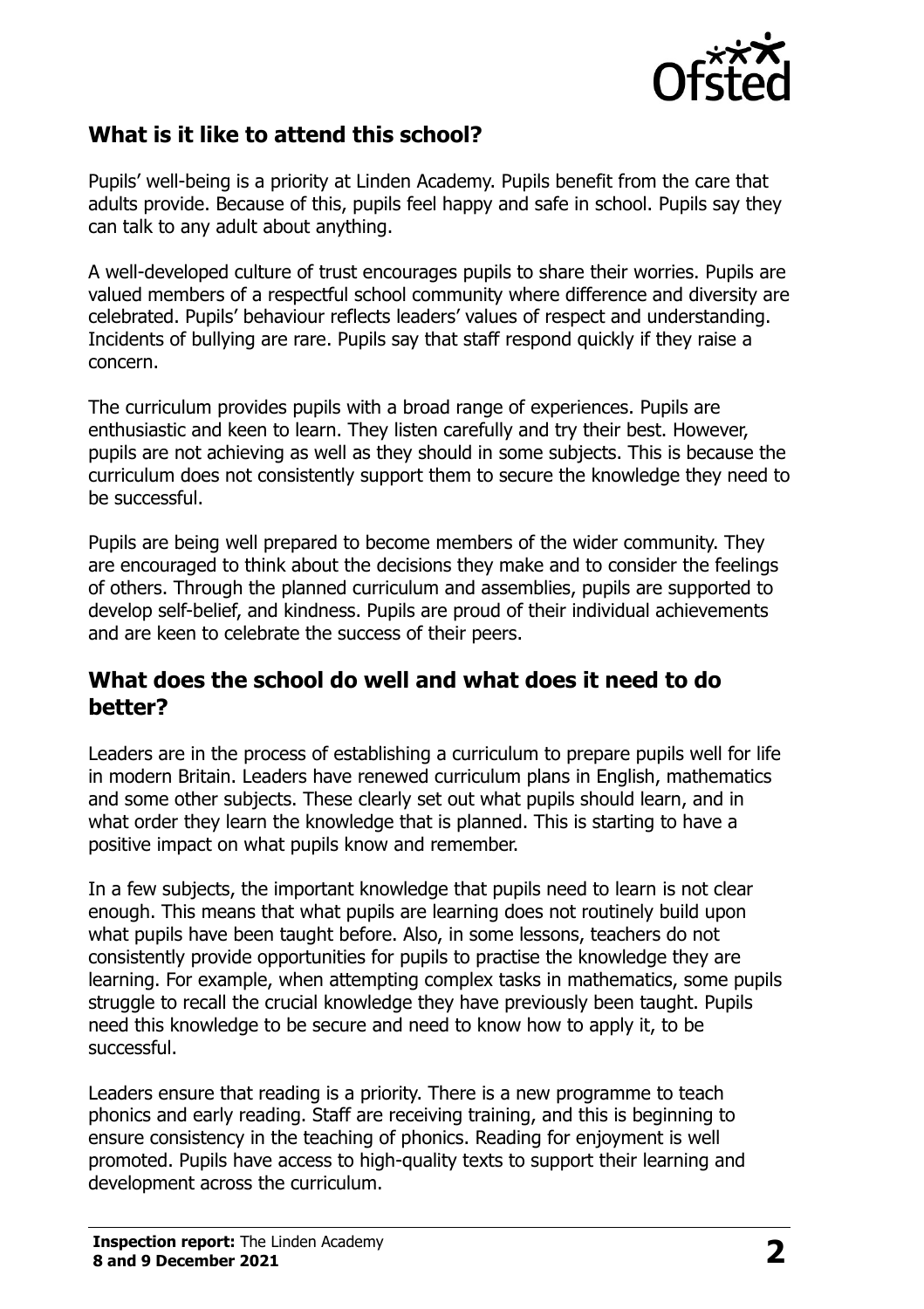## What is it like to attend this school?

Pupils' well-being is a priority at Linden Academy. Pupils benefit from the care that adults provide. Because of this, pupils feel happy and safe in school. Pupils say they can talk to any adult about anything.

A well-developed culture of trust encourages pupils to share their worries. Pupils are valued members of a respectful school community where difference and diversity are celebrated. Pupils' behaviour reflects leaders' values of respect and understanding. Incidents of bullying are rare. Pupils say that staff respond quickly if they raise a concern.

The curriculum provides pupils with a broad range of experiences. Pupils are enthusiastic and keen to learn. They listen carefully and try their best. However, pupils are not achieving as well as they should in some subjects. This is because the curriculum does not consistently support them to secure the knowledge they need to be successful.

Pupils are being well prepared to become members of the wider community. They are encouraged to think about the decisions they make and to consider the feelings of others. Through the planned curriculum and assemblies, pupils are supported to develop self-belief, and kindness. Pupils are proud of their individual achievements and are keen to celebrate the success of their peers.

## What does the school do well and what does it need to do better?

Leaders are in the process of establishing a curriculum to prepare pupils well for life in modern Britain. Leaders have renewed curriculum plans in English, mathematics and some other subjects. These clearly set out what pupils should learn, and in what order they learn the knowledge that is planned. This is starting to have a positive impact on what pupils know and remember.

In a few subjects, the important knowledge that pupils need to learn is not clear enough. This means that what pupils are learning does not routinely build upon what pupils have been taught before. Also, in some lessons, teachers do not consistently provide opportunities for pupils to practise the knowledge they are learning. For example, when attempting complex tasks in mathematics, some pupils struggle to recall the crucial knowledge they have previously been taught. Pupils need this knowledge to be secure and need to know how to apply it, to be successful.

Leaders ensure that reading is a priority. There is a new programme to teach phonics and early reading. Staff are receiving training, and this is beginning to ensure consistency in the teaching of phonics. Reading for enjoyment is well promoted. Pupils have access to high-quality texts to support their learning and development across the curriculum.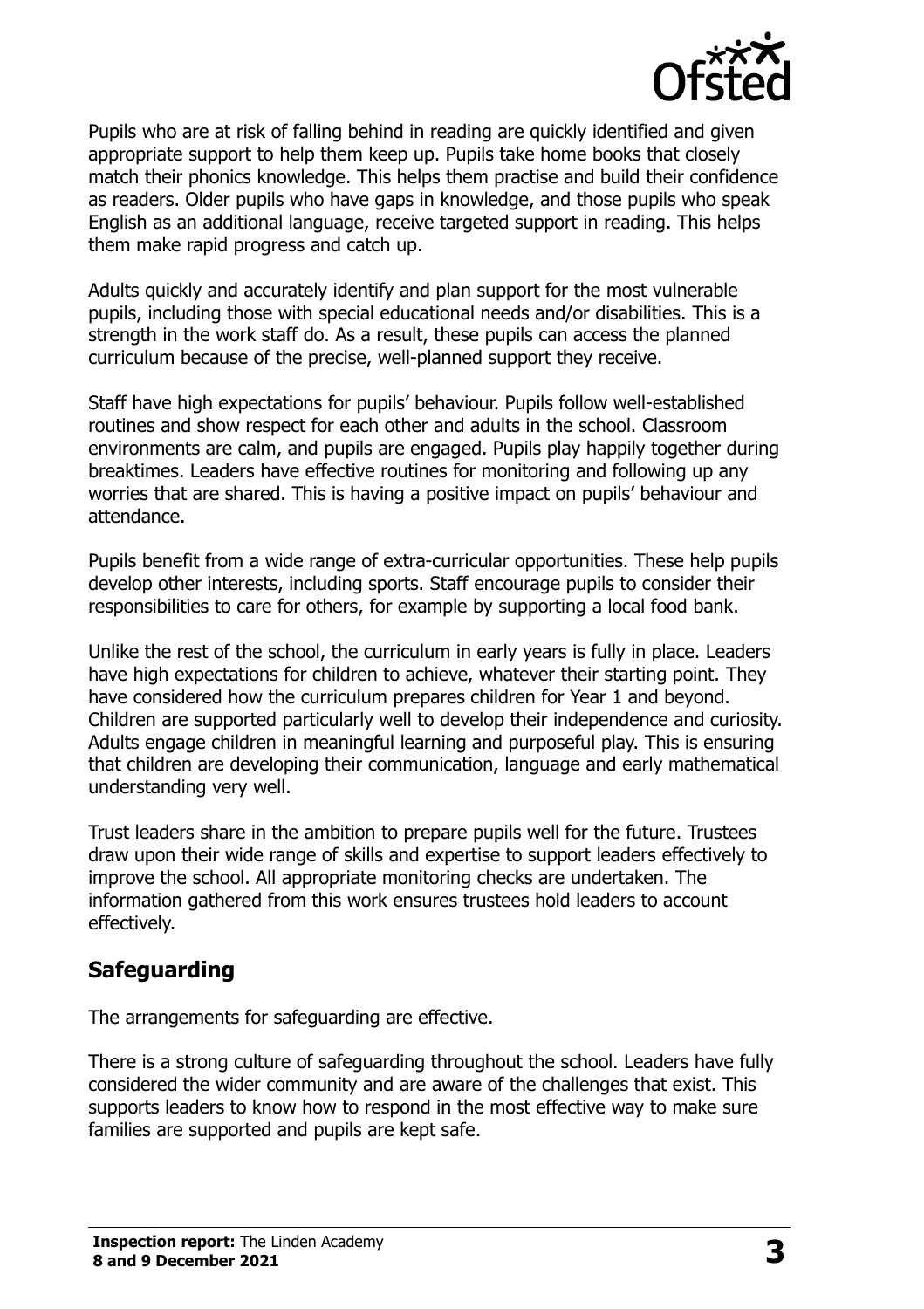Pupils who are at risk of falling behind in reading are quickly identified and given appropriate support to help them keep up. Pupils take home books that closely match their phonics knowledge. This helps them practise and build their confidence as readers. Older pupils who have gaps in knowledge, and those pupils who speak English as an additional language, receive targeted support in reading. This helps them make rapid progress and catch up.

Adults quickly and accurately identify and plan support for the most vulnerable pupils, including those with special educational needs and/or disabilities. This is a strength in the work staff do. As a result, these pupils can access the planned curriculum because of the precise, well-planned support they receive.

Staff have high expectations for pupils' behaviour. Pupils follow well-established routines and show respect for each other and adults in the school. Classroom environments are calm, and pupils are engaged. Pupils play happily together during breaktimes. Leaders have effective routines for monitoring and following up any worries that are shared. This is having a positive impact on pupils' behaviour and attendance.

Pupils benefit from a wide range of extra-curricular opportunities. These help pupils develop other interests, including sports. Staff encourage pupils to consider their responsibilities to care for others, for example by supporting a local food bank.

Unlike the rest of the school, the curriculum in early years is fully in place. Leaders have high expectations for children to achieve, whatever their starting point. They have considered how the curriculum prepares children for Year 1 and beyond. Children are supported particularly well to develop their independence and curiosity. Adults engage children in meaningful learning and purposeful play. This is ensuring that children are developing their communication, language and early mathematical understanding very well.

Trust leaders share in the ambition to prepare pupils well for the future. Trustees draw upon their wide range of skills and expertise to support leaders effectively to improve the school. All appropriate monitoring checks are undertaken. The information gathered from this work ensures trustees hold leaders to account effectively.

## Safeguarding

The arrangements for safeguarding are effective.

There is a strong culture of safeguarding throughout the school. Leaders have fully considered the wider community and are aware of the challenges that exist. This supports leaders to know how to respond in the most effective way to make sure families are supported and pupils are kept safe.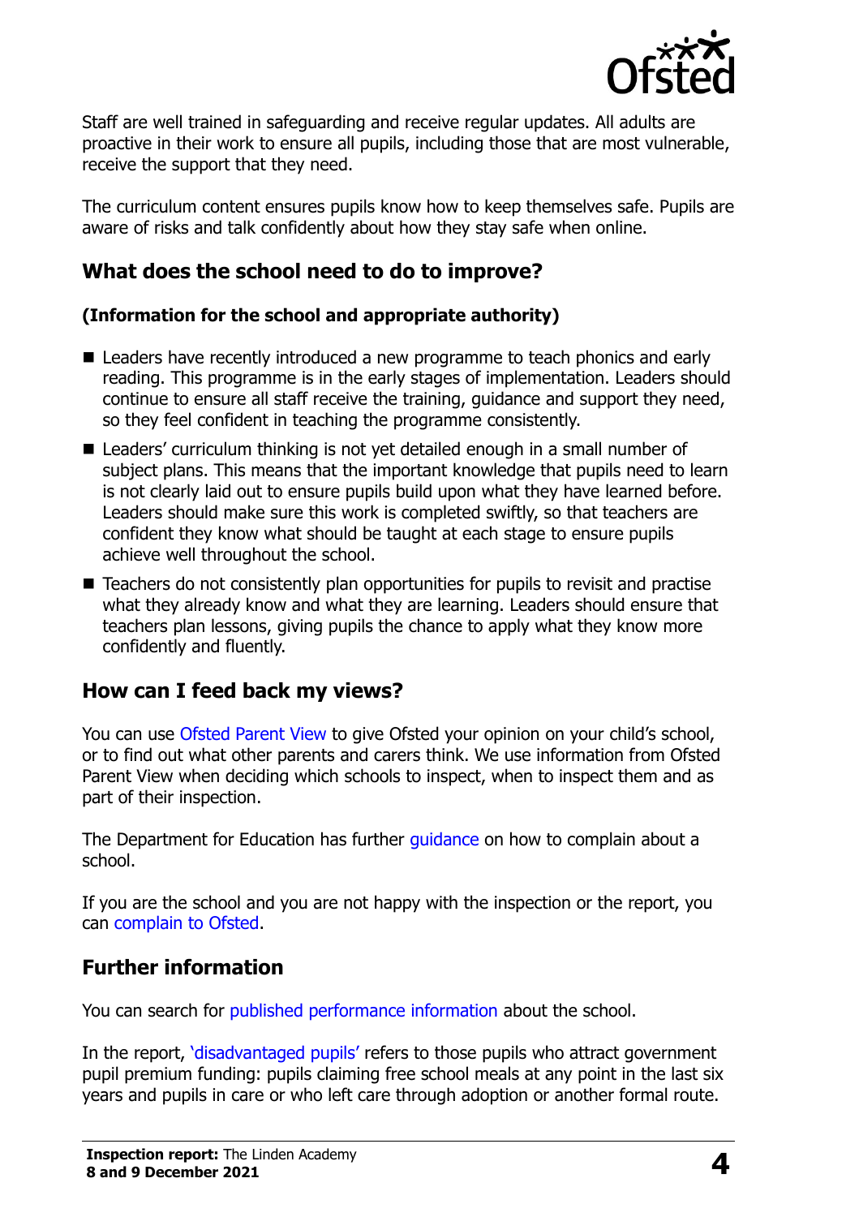Staff are well trained in safeguarding and receive regular updates. All adults are proactive in their work to ensure all pupils, including those that are most vulnerable, receive the support that they need.

The curriculum content ensures pupils know how to keep themselves safe. Pupils are aware of risks and talk confidently about how they stay safe when online.

## What does the school need to do to improve?

**(Information for the school and appropriate authority)**

- Leaders have recently introduced a new programme to teach phonics and early reading. This programme is in the early stages of implementation. Leaders should continue to ensure all staff receive the training, guidance and support they need, so they feel confident in teaching the programme consistently.
- Leaders' curriculum thinking is not yet detailed enough in a small number of subject plans. This means that the important knowledge that pupils need to learn is not clearly laid out to ensure pupils build upon what they have learned before. Leaders should make sure this work is completed swiftly, so that teachers are confident they know what should be taught at each stage to ensure pupils achieve well throughout the school.
- Teachers do not consistently plan opportunities for pupils to revisit and practise what they already know and what they are learning. Leaders should ensure that teachers plan lessons, giving pupils the chance to apply what they know more confidently and fluently.

## How can I feed back my views?

You can use Ofsted Parent View to give Ofsted your opinion on your child's school, or to find out what other parents and carers think. We use information from Ofsted Parent View when deciding which schools to inspect, when to inspect them and as part of their inspection.

The Department for Education has further guidance on how to complain about a school.

If you are the school and you are not happy with the inspection or the report, you can complain to Ofsted.

## Further information

You can search for published performance information about the school.

In the report, 'disadvantaged pupils' refers to those pupils who attract government pupil premium funding: pupils claiming free school meals at any point in the last six years and pupils in care or who left care through adoption or another formal route.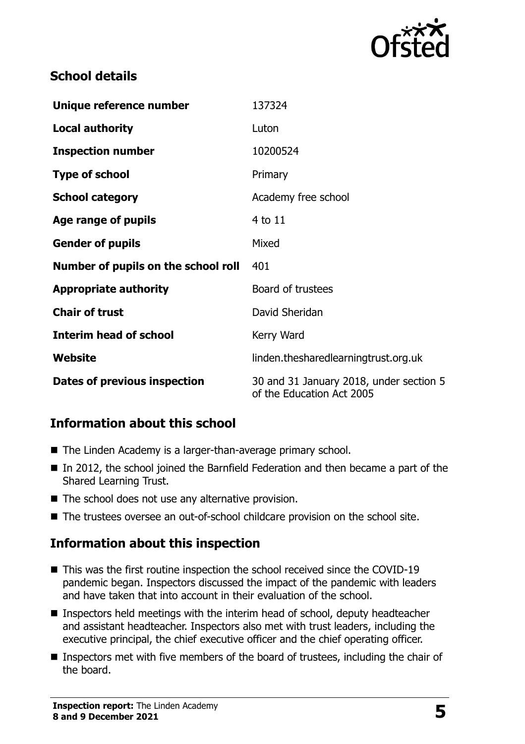## School details

| | |
|---|---|
| **Unique reference number** | 137324 |
| **Local authority** | Luton |
| **Inspection number** | 10200524 |
| **Type of school** | Primary |
| **School category** | Academy free school |
| **Age range of pupils** | 4 to 11 |
| **Gender of pupils** | Mixed |
| **Number of pupils on the school roll** | 401 |
| **Appropriate authority** | Board of trustees |
| **Chair of trust** | David Sheridan |
| **Interim head of school** | Kerry Ward |
| **Website** | linden.thesharedlearningtrust.org.uk |
| **Dates of previous inspection** | 30 and 31 January 2018, under section 5 of the Education Act 2005 |

## Information about this school

- The Linden Academy is a larger-than-average primary school.
- In 2012, the school joined the Barnfield Federation and then became a part of the Shared Learning Trust.
- The school does not use any alternative provision.
- The trustees oversee an out-of-school childcare provision on the school site.

## Information about this inspection

- This was the first routine inspection the school received since the COVID-19 pandemic began. Inspectors discussed the impact of the pandemic with leaders and have taken that into account in their evaluation of the school.
- Inspectors held meetings with the interim head of school, deputy headteacher and assistant headteacher. Inspectors also met with trust leaders, including the executive principal, the chief executive officer and the chief operating officer.
- Inspectors met with five members of the board of trustees, including the chair of the board.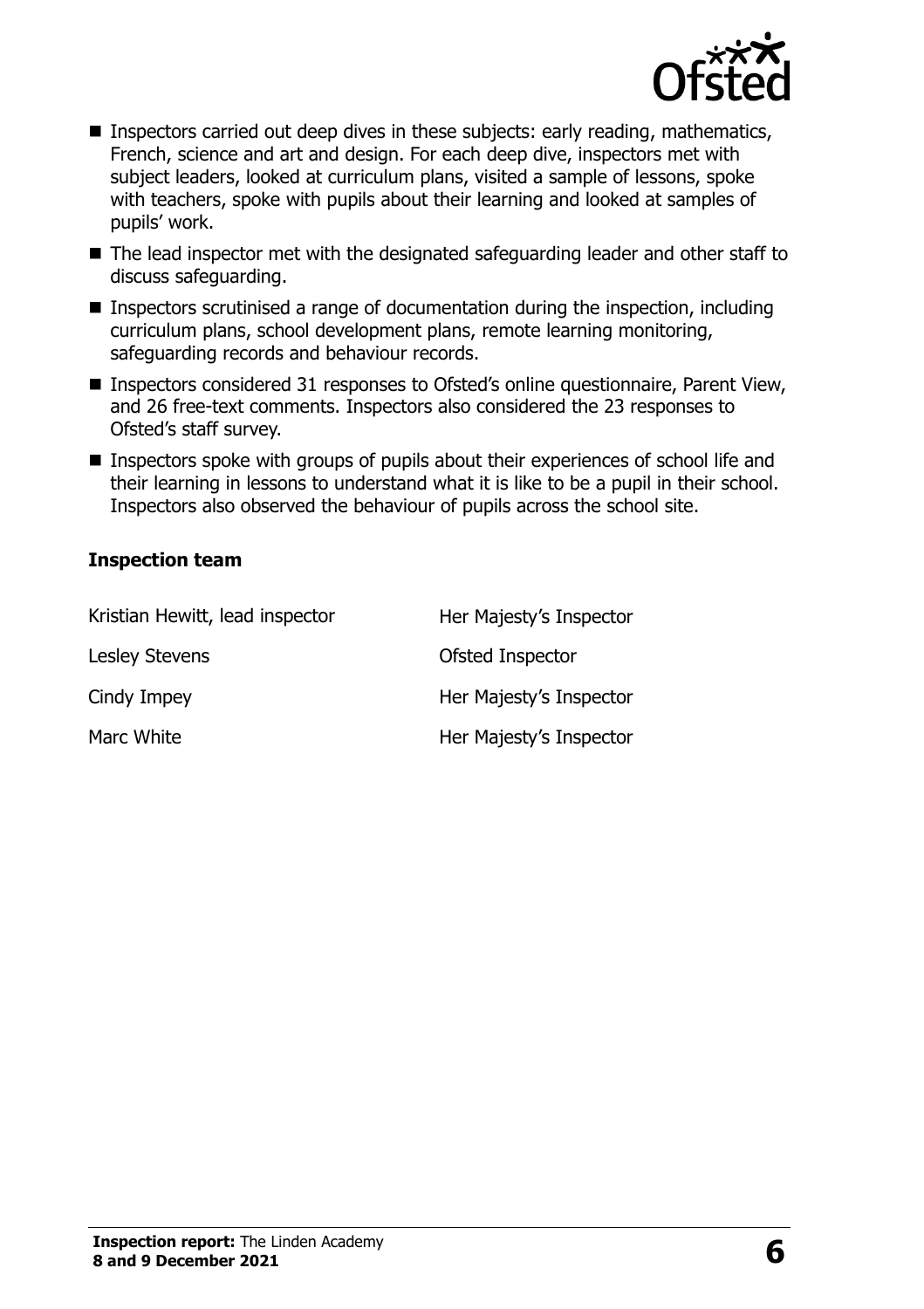- Inspectors carried out deep dives in these subjects: early reading, mathematics, French, science and art and design. For each deep dive, inspectors met with subject leaders, looked at curriculum plans, visited a sample of lessons, spoke with teachers, spoke with pupils about their learning and looked at samples of pupils' work.
- The lead inspector met with the designated safeguarding leader and other staff to discuss safeguarding.
- Inspectors scrutinised a range of documentation during the inspection, including curriculum plans, school development plans, remote learning monitoring, safeguarding records and behaviour records.
- Inspectors considered 31 responses to Ofsted's online questionnaire, Parent View, and 26 free-text comments. Inspectors also considered the 23 responses to Ofsted's staff survey.
- Inspectors spoke with groups of pupils about their experiences of school life and their learning in lessons to understand what it is like to be a pupil in their school. Inspectors also observed the behaviour of pupils across the school site.

### Inspection team

| | |
|---|---|
| Kristian Hewitt, lead inspector | Her Majesty's Inspector |
| Lesley Stevens | Ofsted Inspector |
| Cindy Impey | Her Majesty's Inspector |
| Marc White | Her Majesty's Inspector |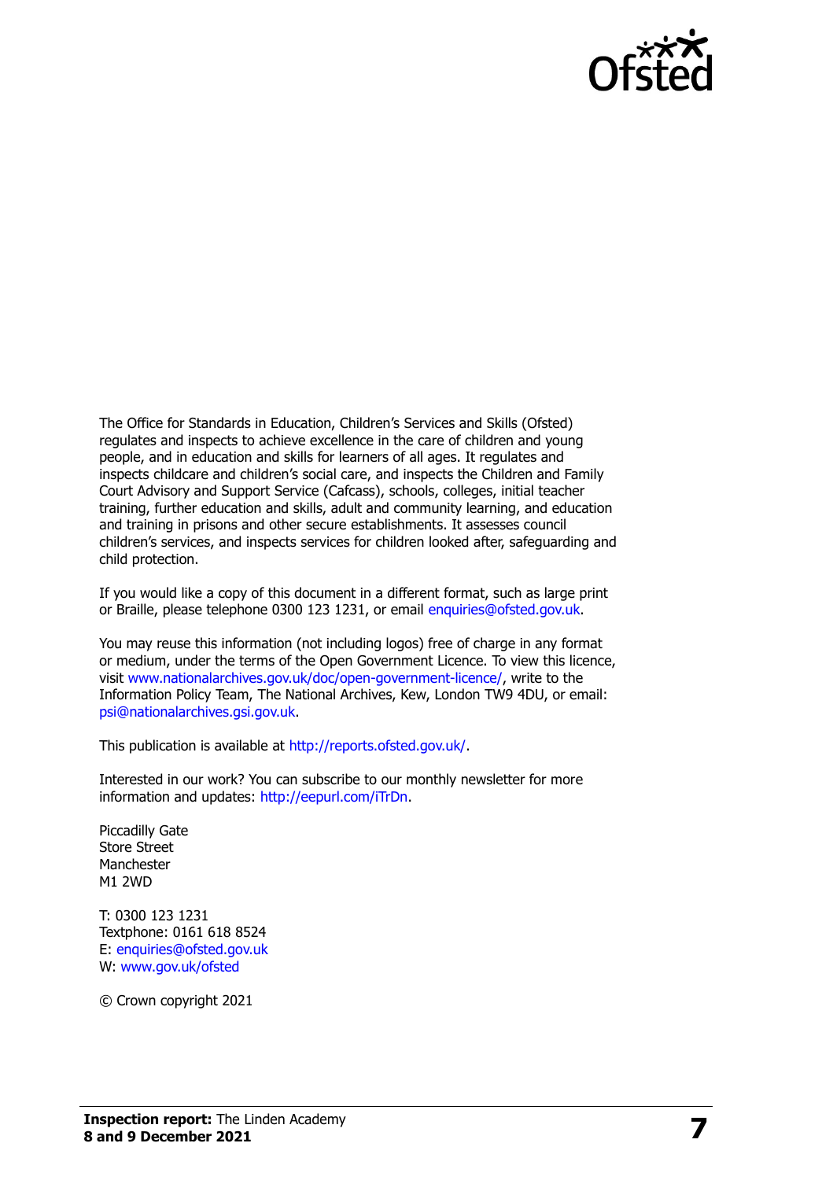The Office for Standards in Education, Children's Services and Skills (Ofsted) regulates and inspects to achieve excellence in the care of children and young people, and in education and skills for learners of all ages. It regulates and inspects childcare and children's social care, and inspects the Children and Family Court Advisory and Support Service (Cafcass), schools, colleges, initial teacher training, further education and skills, adult and community learning, and education and training in prisons and other secure establishments. It assesses council children's services, and inspects services for children looked after, safeguarding and child protection.

If you would like a copy of this document in a different format, such as large print or Braille, please telephone 0300 123 1231, or email enquiries@ofsted.gov.uk.

You may reuse this information (not including logos) free of charge in any format or medium, under the terms of the Open Government Licence. To view this licence, visit www.nationalarchives.gov.uk/doc/open-government-licence/, write to the Information Policy Team, The National Archives, Kew, London TW9 4DU, or email: psi@nationalarchives.gsi.gov.uk.

This publication is available at http://reports.ofsted.gov.uk/.

Interested in our work? You can subscribe to our monthly newsletter for more information and updates: http://eepurl.com/iTrDn.

Piccadilly Gate
Store Street
Manchester
M1 2WD

T: 0300 123 1231
Textphone: 0161 618 8524
E: enquiries@ofsted.gov.uk
W: www.gov.uk/ofsted

© Crown copyright 2021